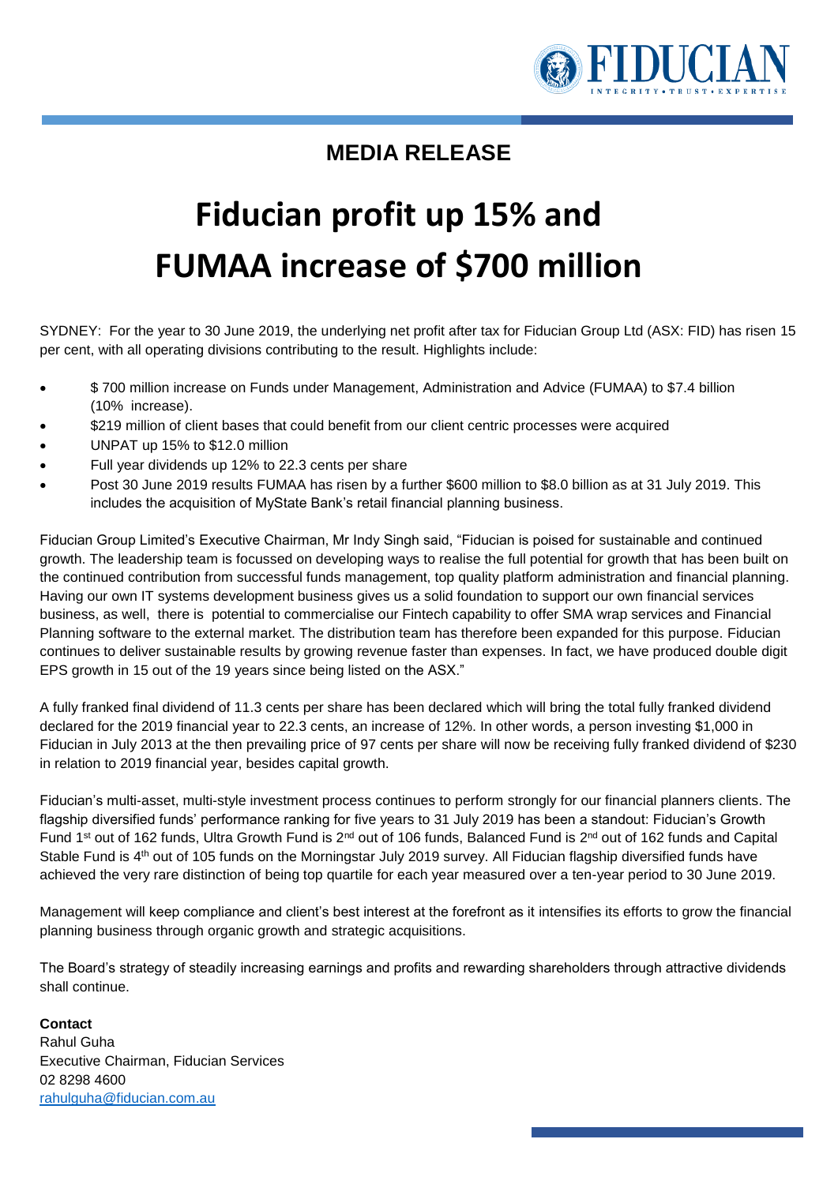# MEDIA RELEASE

# Fiducian profit up 15% and FUMAA increase of $700 million

SYDNEY: For the year to 30 June 2019, the underlying net profit after tax for Fiducian Group Ltd (ASX: FID) has risen 15 per cent, with all operating divisions contributing to the result. Highlights include:

- $ 700 million increase on Funds under Management, Administration and Advice (FUMAA) to $7.4 billion (10% increase).
- $219 million of client bases that could benefit from our client centric processes were acquired
- UNPAT up 15% to $12.0 million
- Full year dividends up 12% to 22.3 cents per share
- Post 30 June 2019 results FUMAA has risen by a further $600 million to $8.0 billion as at 31 July 2019. This includes the acquisition of MyState Bank's retail financial planning business.

Fiducian Group Limited's Executive Chairman, Mr Indy Singh said, "Fiducian is poised for sustainable and continued growth. The leadership team is focussed on developing ways to realise the full potential for growth that has been built on the continued contribution from successful funds management, top quality platform administration and financial planning. Having our own IT systems development business gives us a solid foundation to support our own financial services business, as well, there is potential to commercialise our Fintech capability to offer SMA wrap services and Financial Planning software to the external market. The distribution team has therefore been expanded for this purpose. Fiducian continues to deliver sustainable results by growing revenue faster than expenses. In fact, we have produced double digit EPS growth in 15 out of the 19 years since being listed on the ASX."

A fully franked final dividend of 11.3 cents per share has been declared which will bring the total fully franked dividend declared for the 2019 financial year to 22.3 cents, an increase of 12%. In other words, a person investing $1,000 in Fiducian in July 2013 at the then prevailing price of 97 cents per share will now be receiving fully franked dividend of $230 in relation to 2019 financial year, besides capital growth.

Fiducian's multi-asset, multi-style investment process continues to perform strongly for our financial planners clients. The flagship diversified funds' performance ranking for five years to 31 July 2019 has been a standout: Fiducian's Growth Fund 1st out of 162 funds, Ultra Growth Fund is 2nd out of 106 funds, Balanced Fund is 2nd out of 162 funds and Capital Stable Fund is 4th out of 105 funds on the Morningstar July 2019 survey. All Fiducian flagship diversified funds have achieved the very rare distinction of being top quartile for each year measured over a ten-year period to 30 June 2019.

Management will keep compliance and client's best interest at the forefront as it intensifies its efforts to grow the financial planning business through organic growth and strategic acquisitions.

The Board's strategy of steadily increasing earnings and profits and rewarding shareholders through attractive dividends shall continue.

**Contact**
Rahul Guha
Executive Chairman, Fiducian Services
02 8298 4600
rahulguha@fiducian.com.au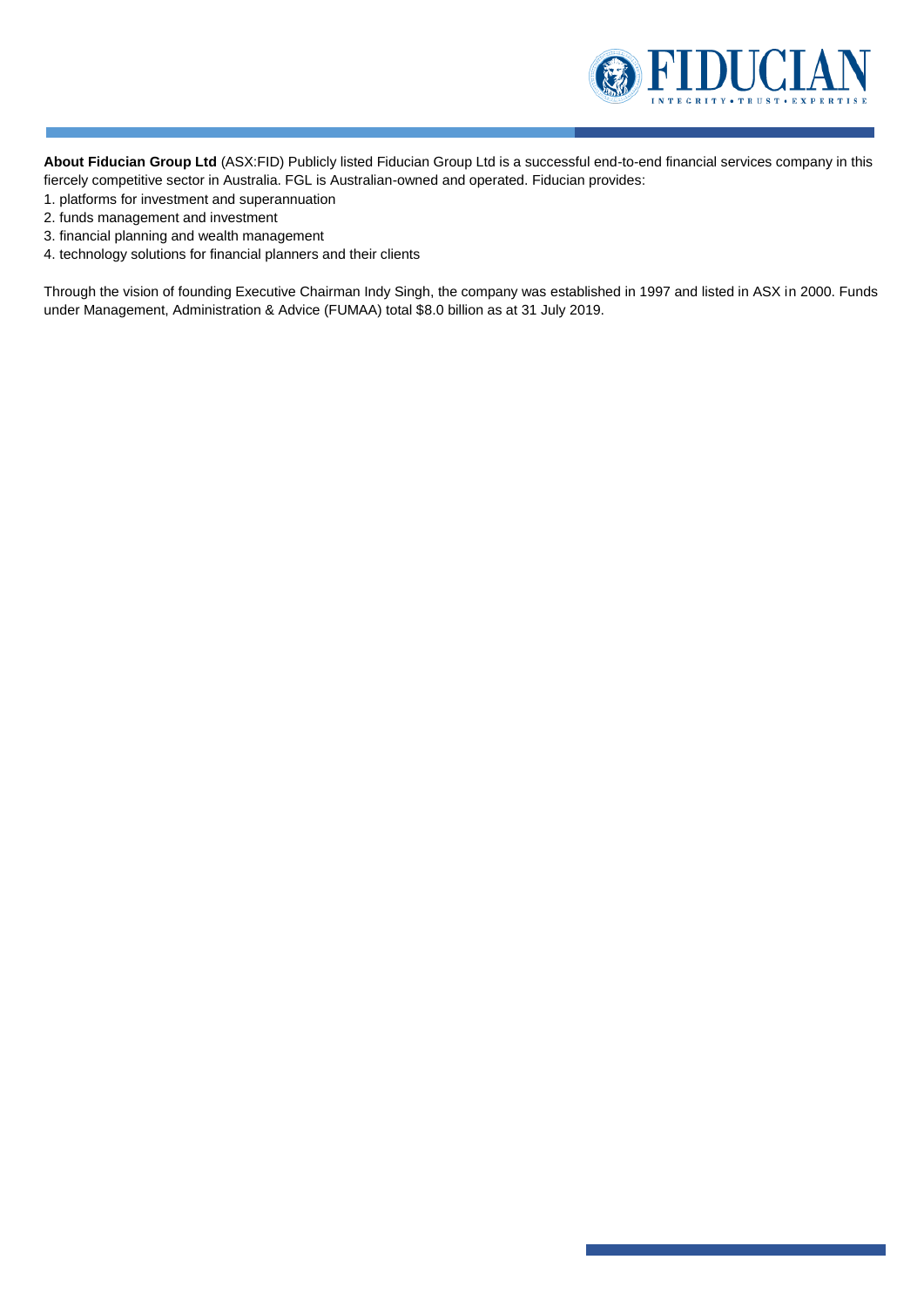**About Fiducian Group Ltd** (ASX:FID) Publicly listed Fiducian Group Ltd is a successful end-to-end financial services company in this fiercely competitive sector in Australia. FGL is Australian-owned and operated. Fiducian provides:

1. platforms for investment and superannuation
2. funds management and investment
3. financial planning and wealth management
4. technology solutions for financial planners and their clients

Through the vision of founding Executive Chairman Indy Singh, the company was established in 1997 and listed in ASX in 2000. Funds under Management, Administration & Advice (FUMAA) total $8.0 billion as at 31 July 2019.